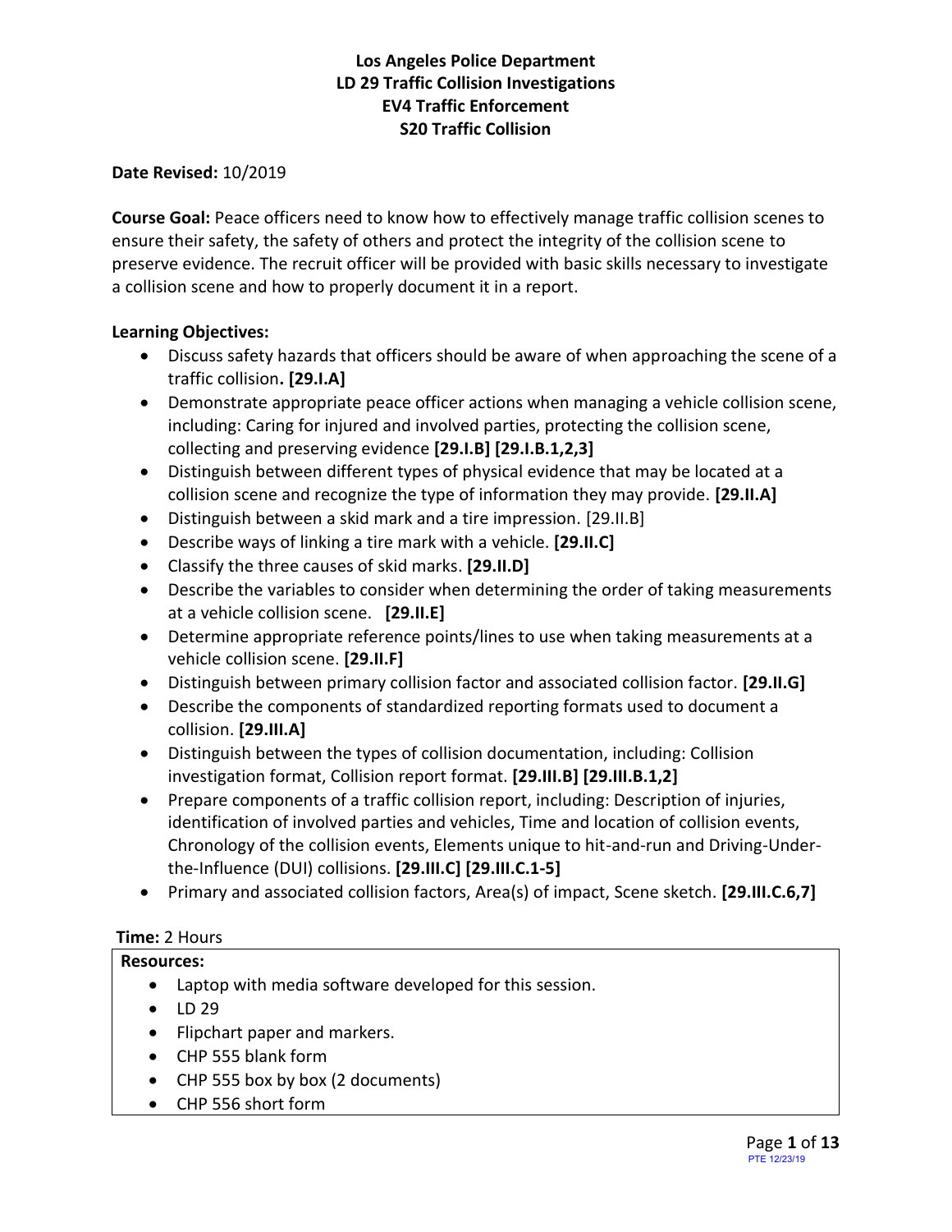# Los Angeles Police Department
# LD 29 Traffic Collision Investigations
# EV4 Traffic Enforcement
# S20 Traffic Collision

**Date Revised:** 10/2019

**Course Goal:** Peace officers need to know how to effectively manage traffic collision scenes to ensure their safety, the safety of others and protect the integrity of the collision scene to preserve evidence. The recruit officer will be provided with basic skills necessary to investigate a collision scene and how to properly document it in a report.

**Learning Objectives:**

- Discuss safety hazards that officers should be aware of when approaching the scene of a traffic collision**. [29.I.A]**
- Demonstrate appropriate peace officer actions when managing a vehicle collision scene, including: Caring for injured and involved parties, protecting the collision scene, collecting and preserving evidence **[29.I.B] [29.I.B.1,2,3]**
- Distinguish between different types of physical evidence that may be located at a collision scene and recognize the type of information they may provide. **[29.II.A]**
- Distinguish between a skid mark and a tire impression. [29.II.B]
- Describe ways of linking a tire mark with a vehicle. **[29.II.C]**
- Classify the three causes of skid marks. **[29.II.D]**
- Describe the variables to consider when determining the order of taking measurements at a vehicle collision scene. **[29.II.E]**
- Determine appropriate reference points/lines to use when taking measurements at a vehicle collision scene. **[29.II.F]**
- Distinguish between primary collision factor and associated collision factor. **[29.II.G]**
- Describe the components of standardized reporting formats used to document a collision. **[29.III.A]**
- Distinguish between the types of collision documentation, including: Collision investigation format, Collision report format. **[29.III.B] [29.III.B.1,2]**
- Prepare components of a traffic collision report, including: Description of injuries, identification of involved parties and vehicles, Time and location of collision events, Chronology of the collision events, Elements unique to hit-and-run and Driving-Under-the-Influence (DUI) collisions. **[29.III.C] [29.III.C.1-5]**
- Primary and associated collision factors, Area(s) of impact, Scene sketch. **[29.III.C.6,7]**

**Time:** 2 Hours

**Resources:**

- Laptop with media software developed for this session.
- LD 29
- Flipchart paper and markers.
- CHP 555 blank form
- CHP 555 box by box (2 documents)
- CHP 556 short form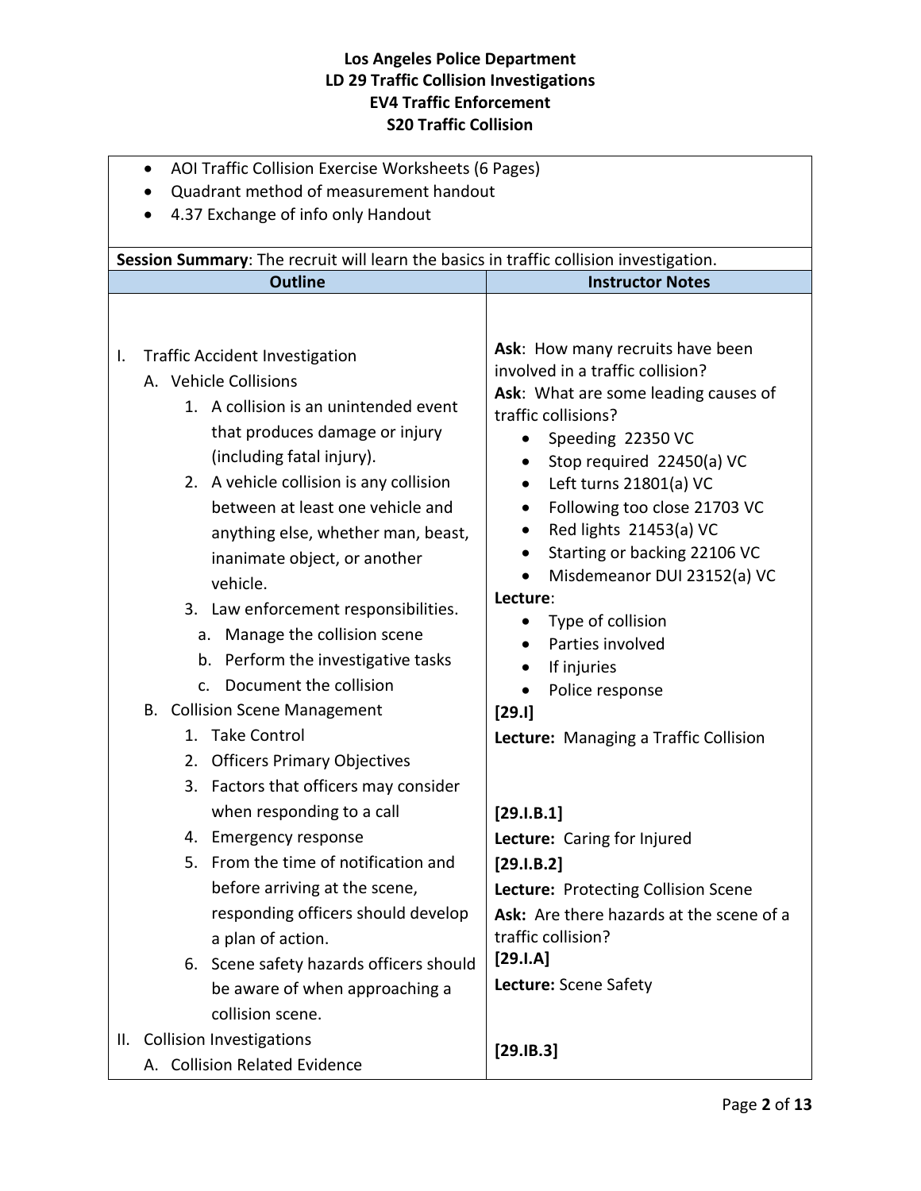**Los Angeles Police Department**
**LD 29 Traffic Collision Investigations**
**EV4 Traffic Enforcement**
**S20 Traffic Collision**

- AOI Traffic Collision Exercise Worksheets (6 Pages)
- Quadrant method of measurement handout
- 4.37 Exchange of info only Handout

**Session Summary**: The recruit will learn the basics in traffic collision investigation.

| Outline | Instructor Notes |
|---|---|
| I. Traffic Accident Investigation<br>A. Vehicle Collisions<br>1. A collision is an unintended event that produces damage or injury (including fatal injury).<br>2. A vehicle collision is any collision between at least one vehicle and anything else, whether man, beast, inanimate object, or another vehicle.<br>3. Law enforcement responsibilities.<br>a. Manage the collision scene<br>b. Perform the investigative tasks<br>c. Document the collision | **Ask**: How many recruits have been involved in a traffic collision?<br>**Ask**: What are some leading causes of traffic collisions?<br>• Speeding 22350 VC<br>• Stop required 22450(a) VC<br>• Left turns 21801(a) VC<br>• Following too close 21703 VC<br>• Red lights 21453(a) VC<br>• Starting or backing 22106 VC<br>• Misdemeanor DUI 23152(a) VC<br>**Lecture**:<br>• Type of collision<br>• Parties involved<br>• If injuries<br>• Police response |
| B. Collision Scene Management<br>1. Take Control<br>2. Officers Primary Objectives | **[29.I]**<br>**Lecture:** Managing a Traffic Collision |
| 3. Factors that officers may consider when responding to a call<br>4. Emergency response<br>5. From the time of notification and before arriving at the scene, responding officers should develop a plan of action. | **[29.I.B.1]**<br>**Lecture:** Caring for Injured<br>**[29.I.B.2]**<br>**Lecture:** Protecting Collision Scene<br>**Ask:** Are there hazards at the scene of a traffic collision? |
| 6. Scene safety hazards officers should be aware of when approaching a collision scene. | **[29.I.A]**<br>**Lecture:** Scene Safety |
| II. Collision Investigations<br>A. Collision Related Evidence | **[29.IB.3]** |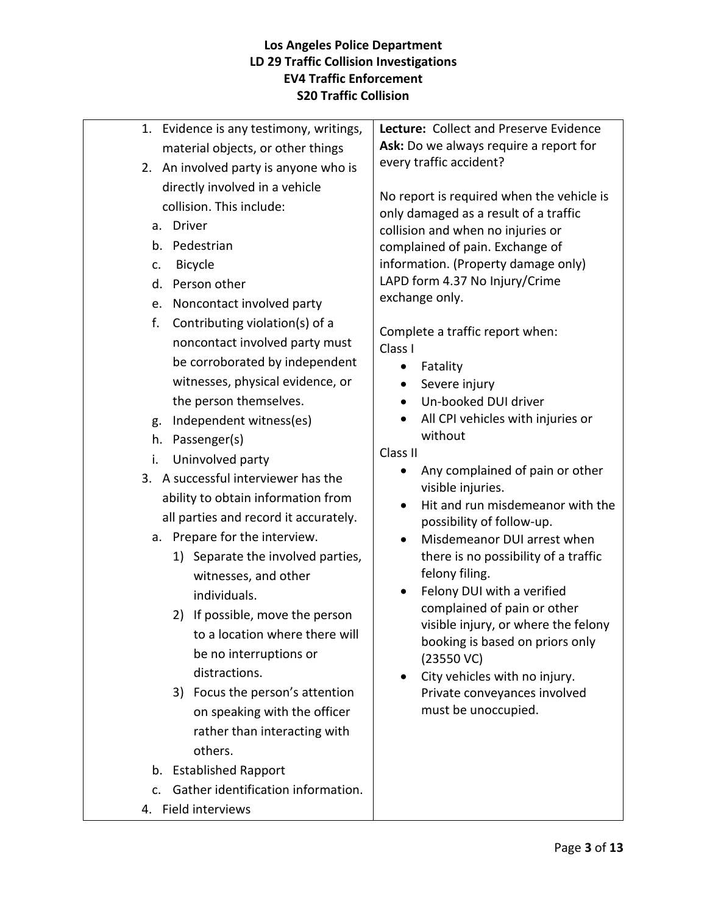# Los Angeles Police Department
## LD 29 Traffic Collision Investigations
## EV4 Traffic Enforcement
## S20 Traffic Collision

1. Evidence is any testimony, writings, material objects, or other things
2. An involved party is anyone who is directly involved in a vehicle collision. This include:
   a. Driver
   b. Pedestrian
   c. Bicycle
   d. Person other
   e. Noncontact involved party
   f. Contributing violation(s) of a noncontact involved party must be corroborated by independent witnesses, physical evidence, or the person themselves.
   g. Independent witness(es)
   h. Passenger(s)
   i. Uninvolved party
3. A successful interviewer has the ability to obtain information from all parties and record it accurately.
   a. Prepare for the interview.
      1) Separate the involved parties, witnesses, and other individuals.
      2) If possible, move the person to a location where there will be no interruptions or distractions.
      3) Focus the person's attention on speaking with the officer rather than interacting with others.
   b. Established Rapport
   c. Gather identification information.
4. Field interviews

**Lecture:** Collect and Preserve Evidence
**Ask:** Do we always require a report for every traffic accident?

No report is required when the vehicle is only damaged as a result of a traffic collision and when no injuries or complained of pain. Exchange of information. (Property damage only) LAPD form 4.37 No Injury/Crime exchange only.

Complete a traffic report when:
Class I
- Fatality
- Severe injury
- Un-booked DUI driver
- All CPI vehicles with injuries or without

Class II
- Any complained of pain or other visible injuries.
- Hit and run misdemeanor with the possibility of follow-up.
- Misdemeanor DUI arrest when there is no possibility of a traffic felony filing.
- Felony DUI with a verified complained of pain or other visible injury, or where the felony booking is based on priors only (23550 VC)
- City vehicles with no injury. Private conveyances involved must be unoccupied.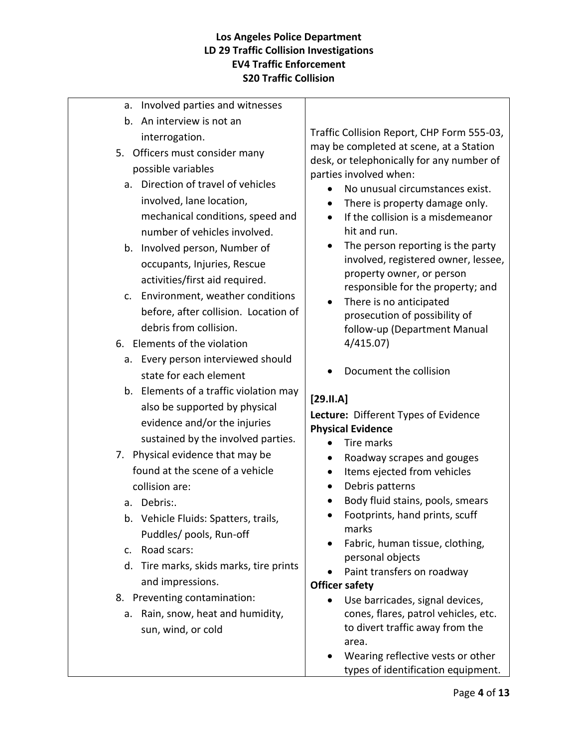# Los Angeles Police Department
## LD 29 Traffic Collision Investigations
## EV4 Traffic Enforcement
## S20 Traffic Collision

| | |
|---|---|
| a. Involved parties and witnesses<br>b. An interview is not an interrogation.<br>5. Officers must consider many possible variables<br>a. Direction of travel of vehicles involved, lane location, mechanical conditions, speed and number of vehicles involved.<br>b. Involved person, Number of occupants, Injuries, Rescue activities/first aid required.<br>c. Environment, weather conditions before, after collision. Location of debris from collision.<br>6. Elements of the violation<br>a. Every person interviewed should state for each element<br>b. Elements of a traffic violation may also be supported by physical evidence and/or the injuries sustained by the involved parties.<br>7. Physical evidence that may be found at the scene of a vehicle collision are:<br>a. Debris:.<br>b. Vehicle Fluids: Spatters, trails, Puddles/ pools, Run-off<br>c. Road scars:<br>d. Tire marks, skids marks, tire prints and impressions.<br>8. Preventing contamination:<br>a. Rain, snow, heat and humidity, sun, wind, or cold | Traffic Collision Report, CHP Form 555-03, may be completed at scene, at a Station desk, or telephonically for any number of parties involved when:<br>• No unusual circumstances exist.<br>• There is property damage only.<br>• If the collision is a misdemeanor hit and run.<br>• The person reporting is the party involved, registered owner, lessee, property owner, or person responsible for the property; and<br>• There is no anticipated prosecution of possibility of follow-up (Department Manual 4/415.07)<br><br>• Document the collision<br><br>**[29.II.A]**<br>**Lecture:** Different Types of Evidence<br>**Physical Evidence**<br>• Tire marks<br>• Roadway scrapes and gouges<br>• Items ejected from vehicles<br>• Debris patterns<br>• Body fluid stains, pools, smears<br>• Footprints, hand prints, scuff marks<br>• Fabric, human tissue, clothing, personal objects<br>• Paint transfers on roadway<br>**Officer safety**<br>• Use barricades, signal devices, cones, flares, patrol vehicles, etc. to divert traffic away from the area.<br>• Wearing reflective vests or other types of identification equipment. |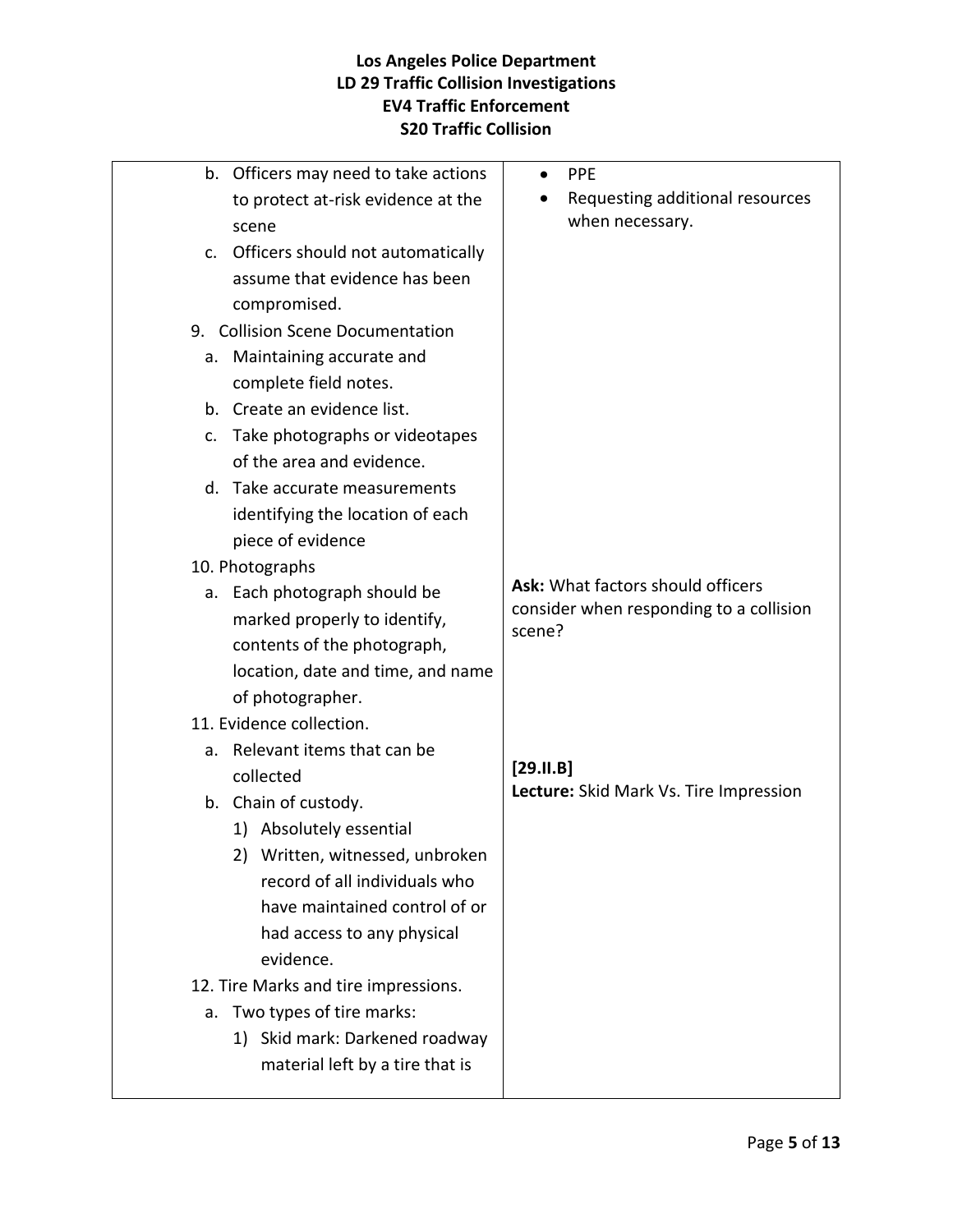| | |
|---|---|
| b. Officers may need to take actions to protect at-risk evidence at the scene<br>c. Officers should not automatically assume that evidence has been compromised.<br>9. Collision Scene Documentation<br>a. Maintaining accurate and complete field notes.<br>b. Create an evidence list.<br>c. Take photographs or videotapes of the area and evidence.<br>d. Take accurate measurements identifying the location of each piece of evidence<br>10. Photographs<br>a. Each photograph should be marked properly to identify, contents of the photograph, location, date and time, and name of photographer.<br>11. Evidence collection.<br>a. Relevant items that can be collected<br>b. Chain of custody.<br>1) Absolutely essential<br>2) Written, witnessed, unbroken record of all individuals who have maintained control of or had access to any physical evidence.<br>12. Tire Marks and tire impressions.<br>a. Two types of tire marks:<br>1) Skid mark: Darkened roadway material left by a tire that is | • PPE<br>• Requesting additional resources when necessary.<br><br>**Ask:** What factors should officers consider when responding to a collision scene?<br><br>**[29.II.B]**<br>**Lecture:** Skid Mark Vs. Tire Impression |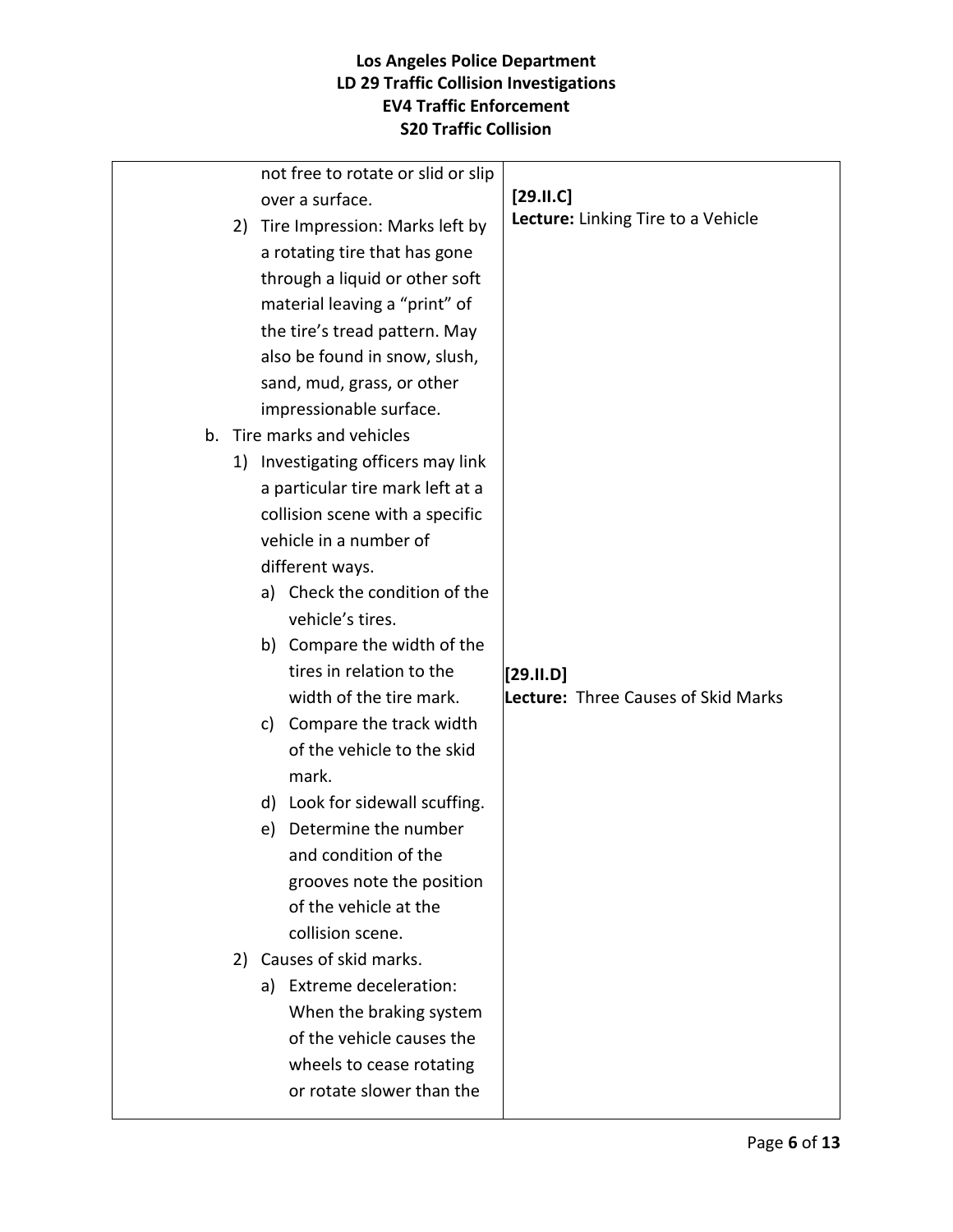| | |
|---|---|
| not free to rotate or slid or slip over a surface.<br>2) Tire Impression: Marks left by a rotating tire that has gone through a liquid or other soft material leaving a "print" of the tire's tread pattern. May also be found in snow, slush, sand, mud, grass, or other impressionable surface.<br>b. Tire marks and vehicles<br>1) Investigating officers may link a particular tire mark left at a collision scene with a specific vehicle in a number of different ways.<br>a) Check the condition of the vehicle's tires.<br>b) Compare the width of the tires in relation to the width of the tire mark.<br>c) Compare the track width of the vehicle to the skid mark.<br>d) Look for sidewall scuffing.<br>e) Determine the number and condition of the grooves note the position of the vehicle at the collision scene.<br>2) Causes of skid marks.<br>a) Extreme deceleration: When the braking system of the vehicle causes the wheels to cease rotating or rotate slower than the | **[29.II.C]**<br>**Lecture:** Linking Tire to a Vehicle<br><br>**[29.II.D]**<br>**Lecture:** Three Causes of Skid Marks |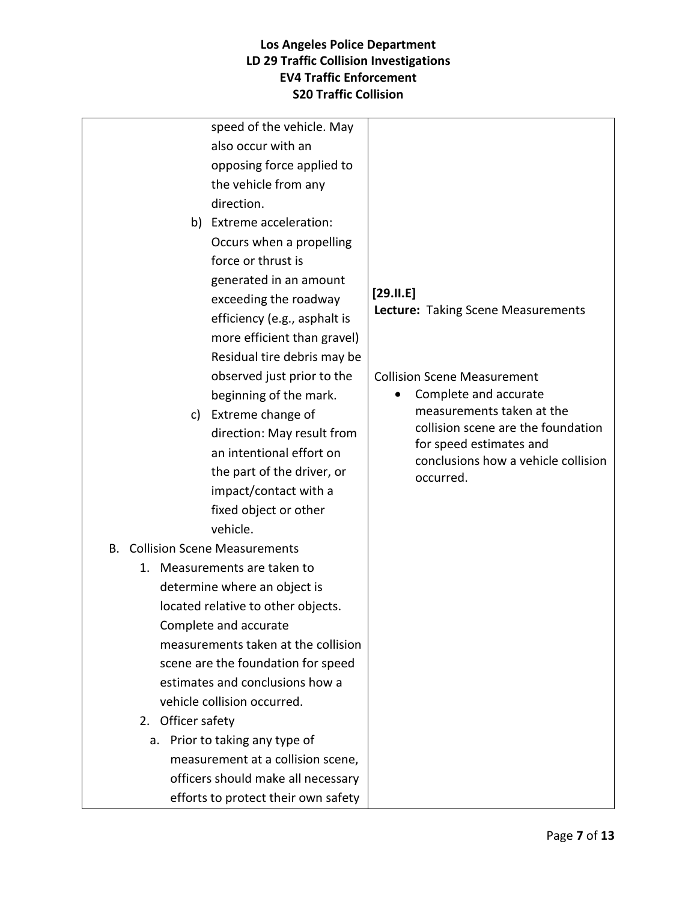| | |
|---|---|
| speed of the vehicle. May also occur with an opposing force applied to the vehicle from any direction.<br>b) Extreme acceleration: Occurs when a propelling force or thrust is generated in an amount exceeding the roadway efficiency (e.g., asphalt is more efficient than gravel) Residual tire debris may be observed just prior to the beginning of the mark.<br>c) Extreme change of direction: May result from an intentional effort on the part of the driver, or impact/contact with a fixed object or other vehicle.<br>B. Collision Scene Measurements<br>1. Measurements are taken to determine where an object is located relative to other objects. Complete and accurate measurements taken at the collision scene are the foundation for speed estimates and conclusions how a vehicle collision occurred.<br>2. Officer safety<br>a. Prior to taking any type of measurement at a collision scene, officers should make all necessary efforts to protect their own safety | **[29.II.E]**<br>**Lecture:** Taking Scene Measurements<br><br>Collision Scene Measurement<br>• Complete and accurate measurements taken at the collision scene are the foundation for speed estimates and conclusions how a vehicle collision occurred. |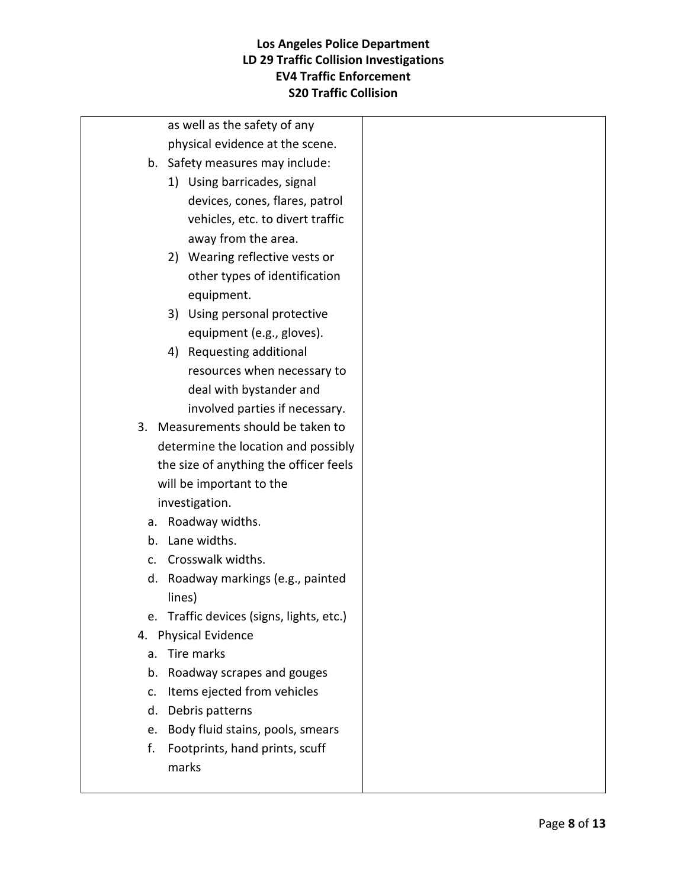| | |
|---|---|
| as well as the safety of any physical evidence at the scene.<br>b. Safety measures may include:<br>1) Using barricades, signal devices, cones, flares, patrol vehicles, etc. to divert traffic away from the area.<br>2) Wearing reflective vests or other types of identification equipment.<br>3) Using personal protective equipment (e.g., gloves).<br>4) Requesting additional resources when necessary to deal with bystander and involved parties if necessary.<br>3. Measurements should be taken to determine the location and possibly the size of anything the officer feels will be important to the investigation.<br>a. Roadway widths.<br>b. Lane widths.<br>c. Crosswalk widths.<br>d. Roadway markings (e.g., painted lines)<br>e. Traffic devices (signs, lights, etc.)<br>4. Physical Evidence<br>a. Tire marks<br>b. Roadway scrapes and gouges<br>c. Items ejected from vehicles<br>d. Debris patterns<br>e. Body fluid stains, pools, smears<br>f. Footprints, hand prints, scuff marks | |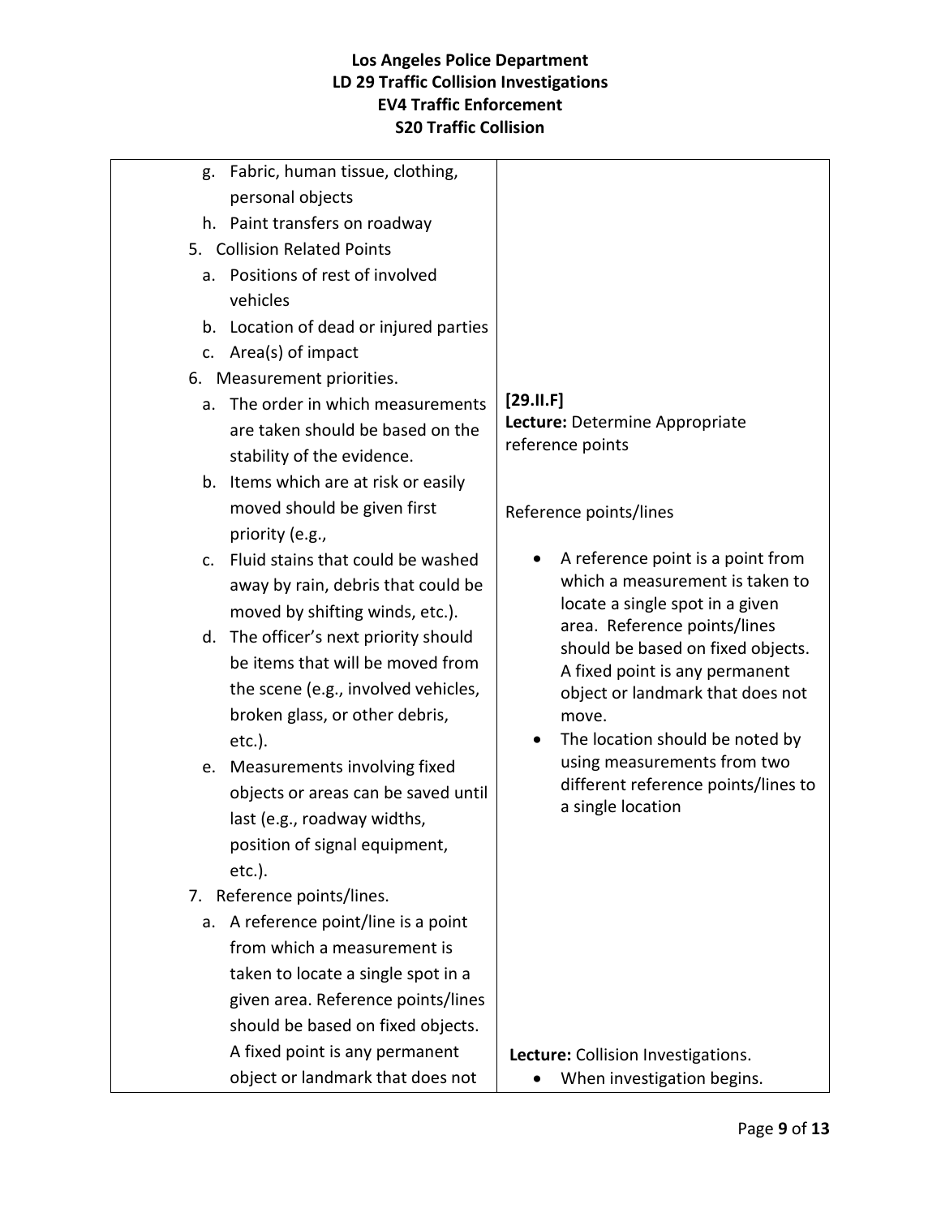| | |
|---|---|
| g. Fabric, human tissue, clothing, personal objects<br>h. Paint transfers on roadway<br>5. Collision Related Points<br>a. Positions of rest of involved vehicles<br>b. Location of dead or injured parties<br>c. Area(s) of impact<br>6. Measurement priorities.<br>a. The order in which measurements are taken should be based on the stability of the evidence.<br>b. Items which are at risk or easily moved should be given first priority (e.g.,<br>c. Fluid stains that could be washed away by rain, debris that could be moved by shifting winds, etc.).<br>d. The officer's next priority should be items that will be moved from the scene (e.g., involved vehicles, broken glass, or other debris, etc.).<br>e. Measurements involving fixed objects or areas can be saved until last (e.g., roadway widths, position of signal equipment, etc.).<br>7. Reference points/lines.<br>a. A reference point/line is a point from which a measurement is taken to locate a single spot in a given area. Reference points/lines should be based on fixed objects. A fixed point is any permanent object or landmark that does not | **[29.II.F]**<br>**Lecture:** Determine Appropriate reference points<br><br>Reference points/lines<br><br>• A reference point is a point from which a measurement is taken to locate a single spot in a given area. Reference points/lines should be based on fixed objects. A fixed point is any permanent object or landmark that does not move.<br>• The location should be noted by using measurements from two different reference points/lines to a single location<br><br>**Lecture:** Collision Investigations.<br>• When investigation begins. |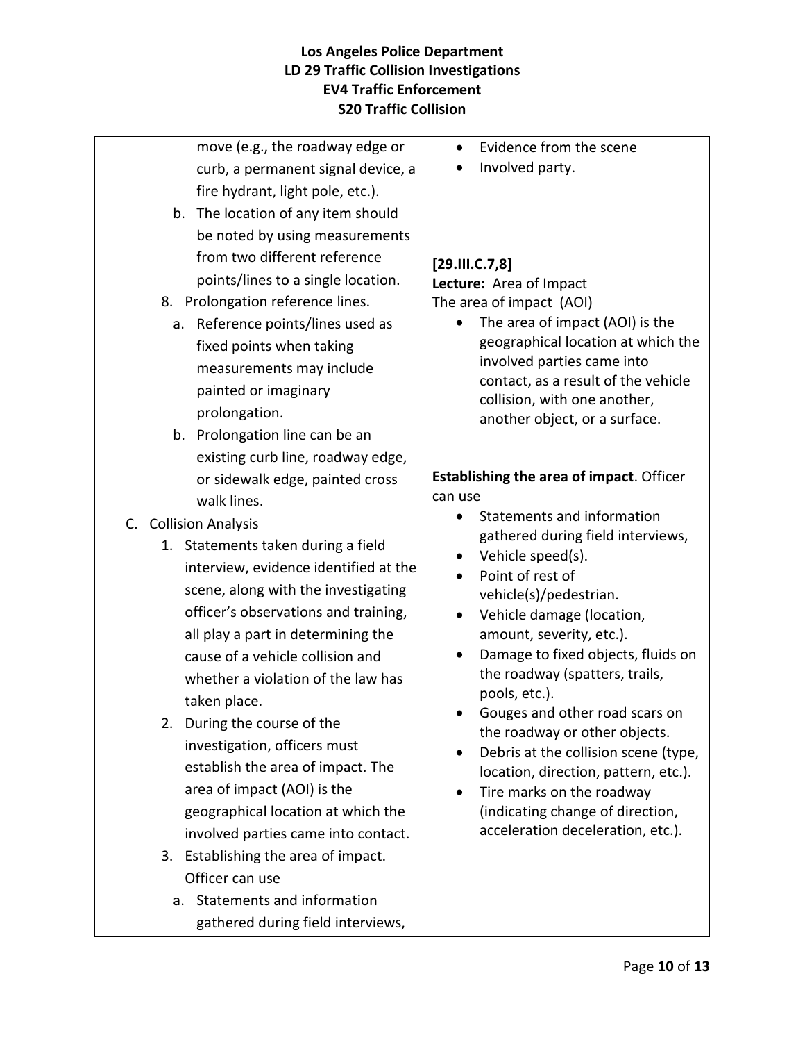| | |
|---|---|
| move (e.g., the roadway edge or curb, a permanent signal device, a fire hydrant, light pole, etc.).<br>b. The location of any item should be noted by using measurements from two different reference points/lines to a single location.<br>8. Prolongation reference lines.<br>a. Reference points/lines used as fixed points when taking measurements may include painted or imaginary prolongation.<br>b. Prolongation line can be an existing curb line, roadway edge, or sidewalk edge, painted cross walk lines.<br>C. Collision Analysis<br>1. Statements taken during a field interview, evidence identified at the scene, along with the investigating officer's observations and training, all play a part in determining the cause of a vehicle collision and whether a violation of the law has taken place.<br>2. During the course of the investigation, officers must establish the area of impact. The area of impact (AOI) is the geographical location at which the involved parties came into contact.<br>3. Establishing the area of impact. Officer can use<br>a. Statements and information gathered during field interviews, | • Evidence from the scene<br>• Involved party.<br><br>**[29.III.C.7,8]**<br>**Lecture:** Area of Impact<br>The area of impact (AOI)<br>• The area of impact (AOI) is the geographical location at which the involved parties came into contact, as a result of the vehicle collision, with one another, another object, or a surface.<br><br>**Establishing the area of impact**. Officer can use<br>• Statements and information gathered during field interviews,<br>• Vehicle speed(s).<br>• Point of rest of vehicle(s)/pedestrian.<br>• Vehicle damage (location, amount, severity, etc.).<br>• Damage to fixed objects, fluids on the roadway (spatters, trails, pools, etc.).<br>• Gouges and other road scars on the roadway or other objects.<br>• Debris at the collision scene (type, location, direction, pattern, etc.).<br>• Tire marks on the roadway (indicating change of direction, acceleration deceleration, etc.). |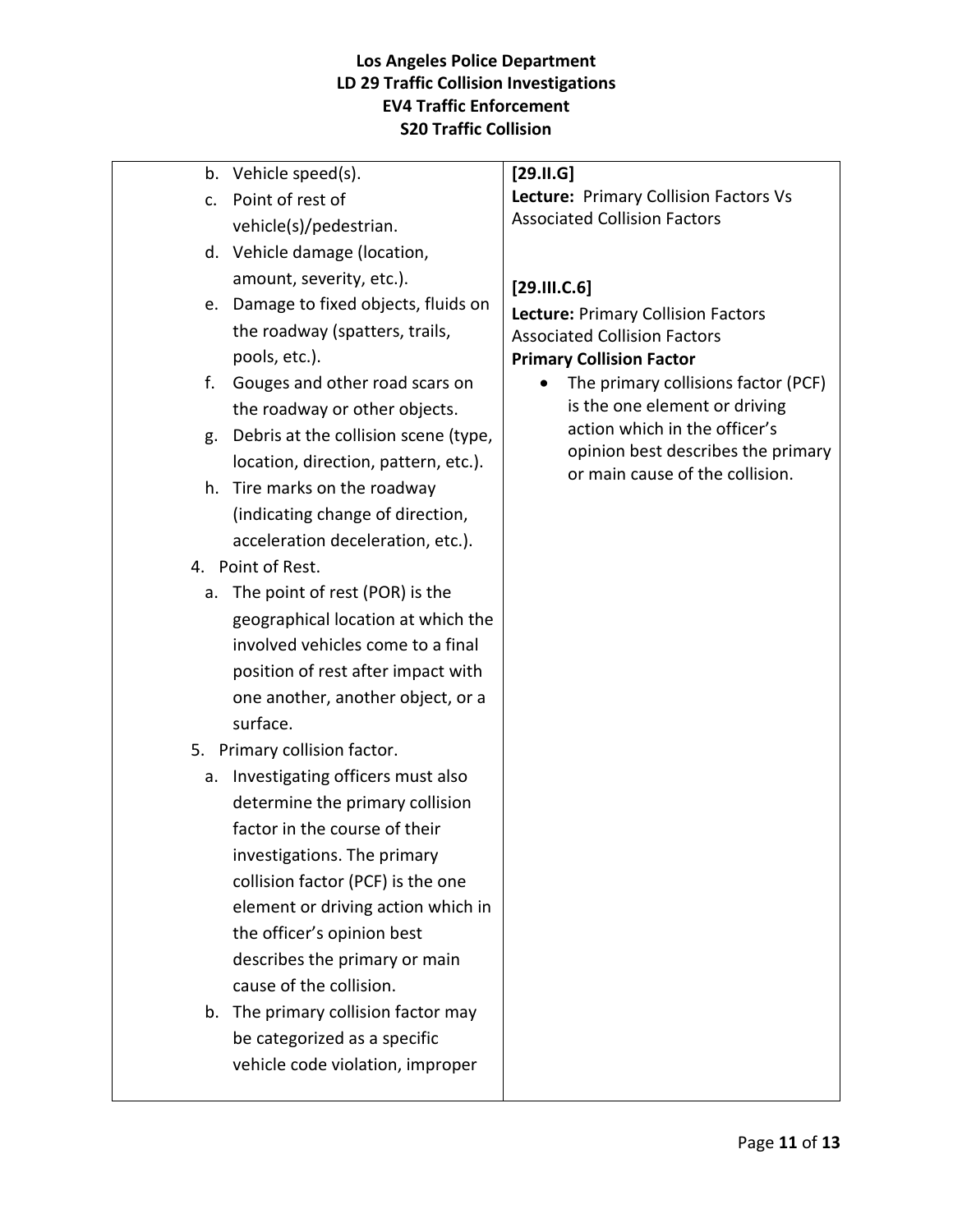| | | |
|---|---|---|
| | b. Vehicle speed(s).<br>c. Point of rest of vehicle(s)/pedestrian.<br>d. Vehicle damage (location, amount, severity, etc.).<br>e. Damage to fixed objects, fluids on the roadway (spatters, trails, pools, etc.).<br>f. Gouges and other road scars on the roadway or other objects.<br>g. Debris at the collision scene (type, location, direction, pattern, etc.).<br>h. Tire marks on the roadway (indicating change of direction, acceleration deceleration, etc.).<br>4. Point of Rest.<br>a. The point of rest (POR) is the geographical location at which the involved vehicles come to a final position of rest after impact with one another, another object, or a surface.<br>5. Primary collision factor.<br>a. Investigating officers must also determine the primary collision factor in the course of their investigations. The primary collision factor (PCF) is the one element or driving action which in the officer's opinion best describes the primary or main cause of the collision.<br>b. The primary collision factor may be categorized as a specific vehicle code violation, improper | **[29.II.G]**<br>**Lecture:** Primary Collision Factors Vs Associated Collision Factors<br><br>**[29.III.C.6]**<br>**Lecture:** Primary Collision Factors Associated Collision Factors<br>**Primary Collision Factor**<br>• The primary collisions factor (PCF) is the one element or driving action which in the officer's opinion best describes the primary or main cause of the collision. |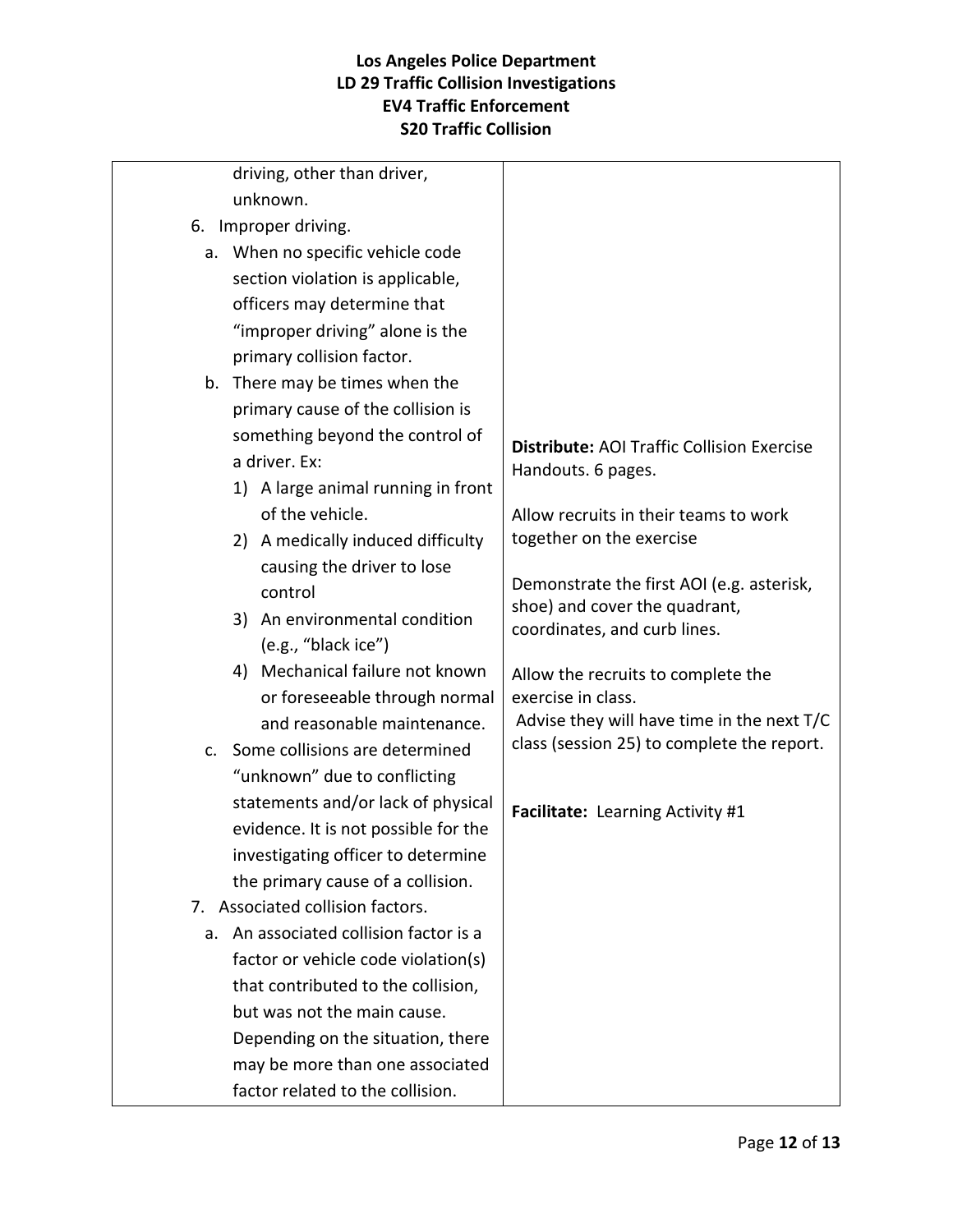| | |
|---|---|
| driving, other than driver, unknown.<br>6. Improper driving.<br>a. When no specific vehicle code section violation is applicable, officers may determine that "improper driving" alone is the primary collision factor.<br>b. There may be times when the primary cause of the collision is something beyond the control of a driver. Ex:<br>1) A large animal running in front of the vehicle.<br>2) A medically induced difficulty causing the driver to lose control<br>3) An environmental condition (e.g., "black ice")<br>4) Mechanical failure not known or foreseeable through normal and reasonable maintenance.<br>c. Some collisions are determined "unknown" due to conflicting statements and/or lack of physical evidence. It is not possible for the investigating officer to determine the primary cause of a collision.<br>7. Associated collision factors.<br>a. An associated collision factor is a factor or vehicle code violation(s) that contributed to the collision, but was not the main cause. Depending on the situation, there may be more than one associated factor related to the collision. | **Distribute:** AOI Traffic Collision Exercise Handouts. 6 pages.<br><br>Allow recruits in their teams to work together on the exercise<br><br>Demonstrate the first AOI (e.g. asterisk, shoe) and cover the quadrant, coordinates, and curb lines.<br><br>Allow the recruits to complete the exercise in class.<br>Advise they will have time in the next T/C class (session 25) to complete the report.<br><br>**Facilitate:** Learning Activity #1 |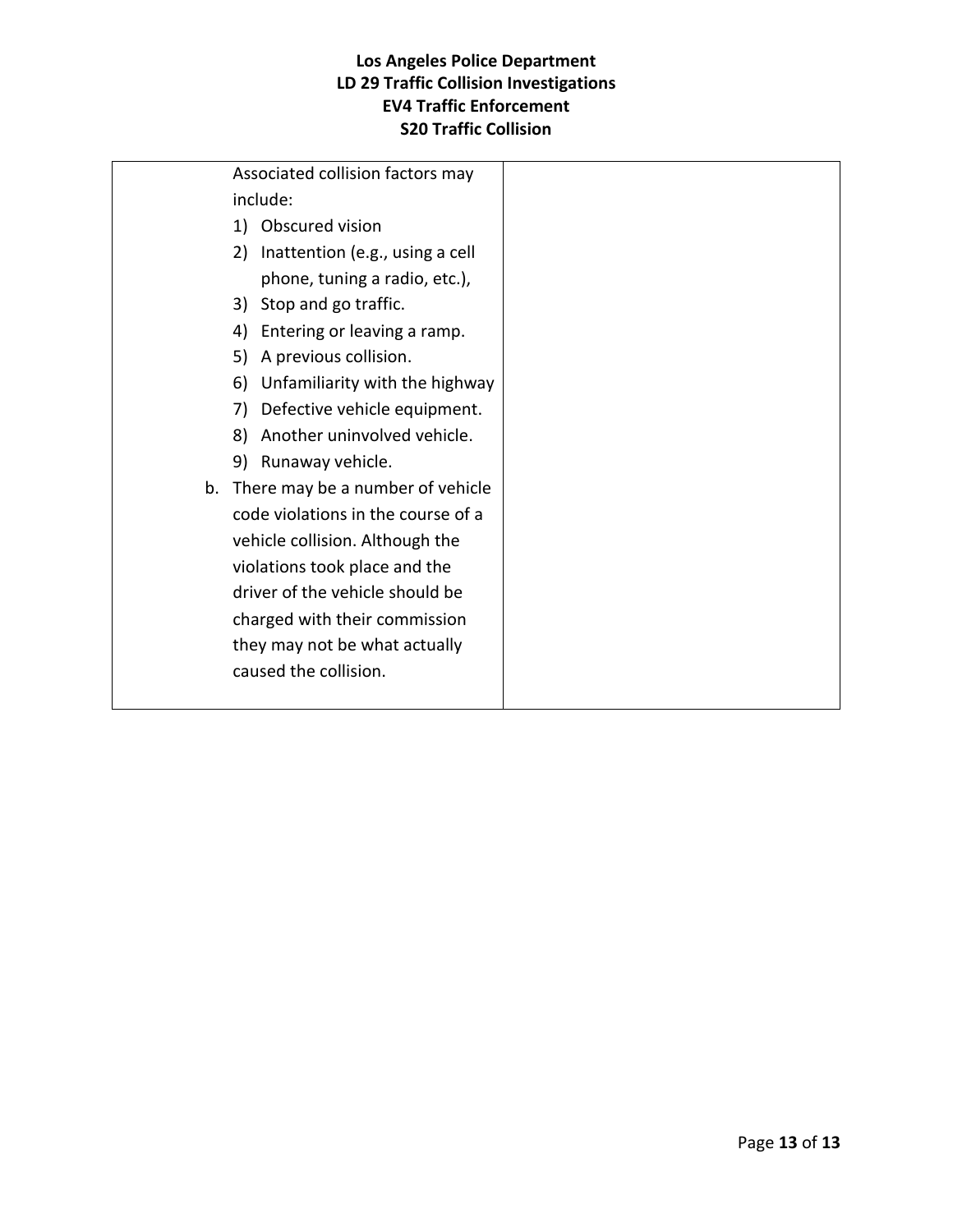| | |
|---|---|
| Associated collision factors may include:<br>1) Obscured vision<br>2) Inattention (e.g., using a cell phone, tuning a radio, etc.),<br>3) Stop and go traffic.<br>4) Entering or leaving a ramp.<br>5) A previous collision.<br>6) Unfamiliarity with the highway<br>7) Defective vehicle equipment.<br>8) Another uninvolved vehicle.<br>9) Runaway vehicle.<br>b. There may be a number of vehicle code violations in the course of a vehicle collision. Although the violations took place and the driver of the vehicle should be charged with their commission they may not be what actually caused the collision. | |